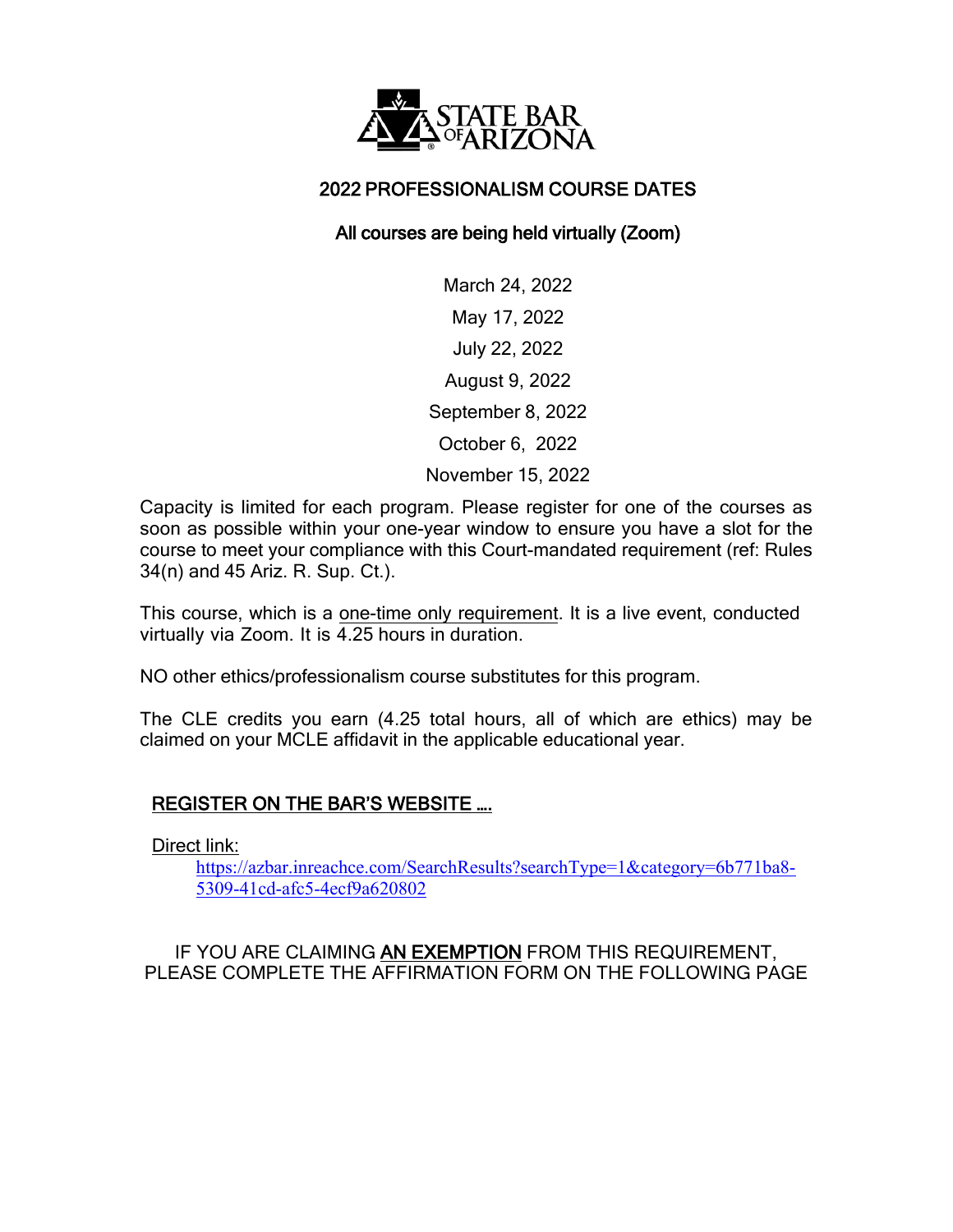STATE BAR OF ARIZONA

## 2022 PROFESSIONALISM COURSE DATES

### All courses are being held virtually (Zoom)

March 24, 2022

May 17, 2022

July 22, 2022

August 9, 2022

September 8, 2022

October 6, 2022

November 15, 2022

Capacity is limited for each program. Please register for one of the courses as soon as possible within your one-year window to ensure you have a slot for the course to meet your compliance with this Court-mandated requirement (ref: Rules 34(n) and 45 Ariz. R. Sup. Ct.).

This course, which is a one-time only requirement. It is a live event, conducted virtually via Zoom. It is 4.25 hours in duration.

NO other ethics/professionalism course substitutes for this program.

The CLE credits you earn (4.25 total hours, all of which are ethics) may be claimed on your MCLE affidavit in the applicable educational year.

### REGISTER ON THE BAR'S WEBSITE ….

Direct link:

https://azbar.inreachce.com/SearchResults?searchType=1&category=6b771ba8-5309-41cd-afc5-4ecf9a620802

IF YOU ARE CLAIMING AN EXEMPTION FROM THIS REQUIREMENT, PLEASE COMPLETE THE AFFIRMATION FORM ON THE FOLLOWING PAGE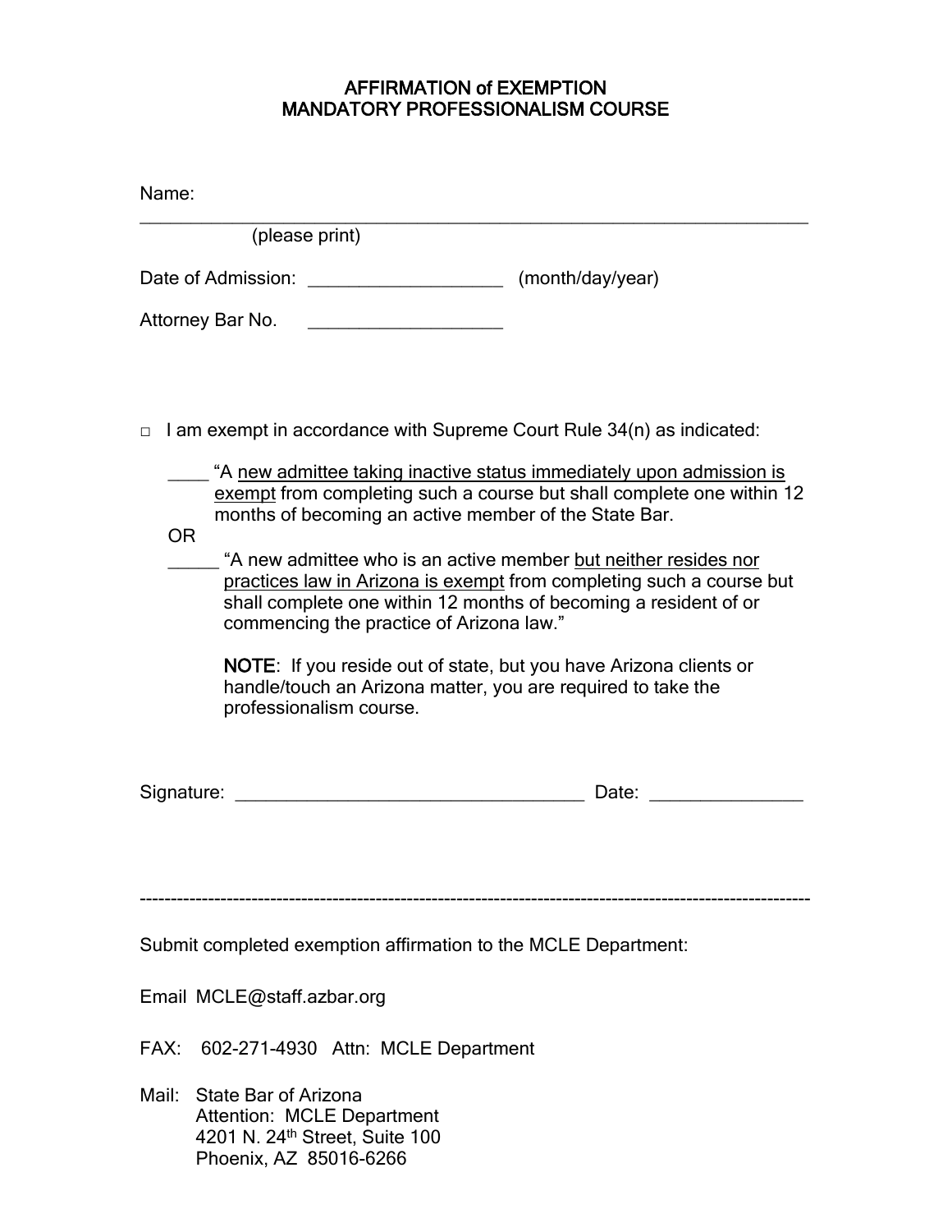# AFFIRMATION of EXEMPTION
# MANDATORY PROFESSIONALISM COURSE

Name: ______________________________________________________________________
(please print)

Date of Admission: ____________________ (month/day/year)

Attorney Bar No. ____________________

□ I am exempt in accordance with Supreme Court Rule 34(n) as indicated:

____ "A new admittee taking inactive status immediately upon admission is exempt from completing such a course but shall complete one within 12 months of becoming an active member of the State Bar.

OR

_____ "A new admittee who is an active member but neither resides nor practices law in Arizona is exempt from completing such a course but shall complete one within 12 months of becoming a resident of or commencing the practice of Arizona law."

**NOTE**: If you reside out of state, but you have Arizona clients or handle/touch an Arizona matter, you are required to take the professionalism course.

Signature: ____________________________________ Date: ________________

---

Submit completed exemption affirmation to the MCLE Department:

Email MCLE@staff.azbar.org

FAX: 602-271-4930 Attn: MCLE Department

Mail: State Bar of Arizona
Attention: MCLE Department
4201 N. 24th Street, Suite 100
Phoenix, AZ 85016-6266